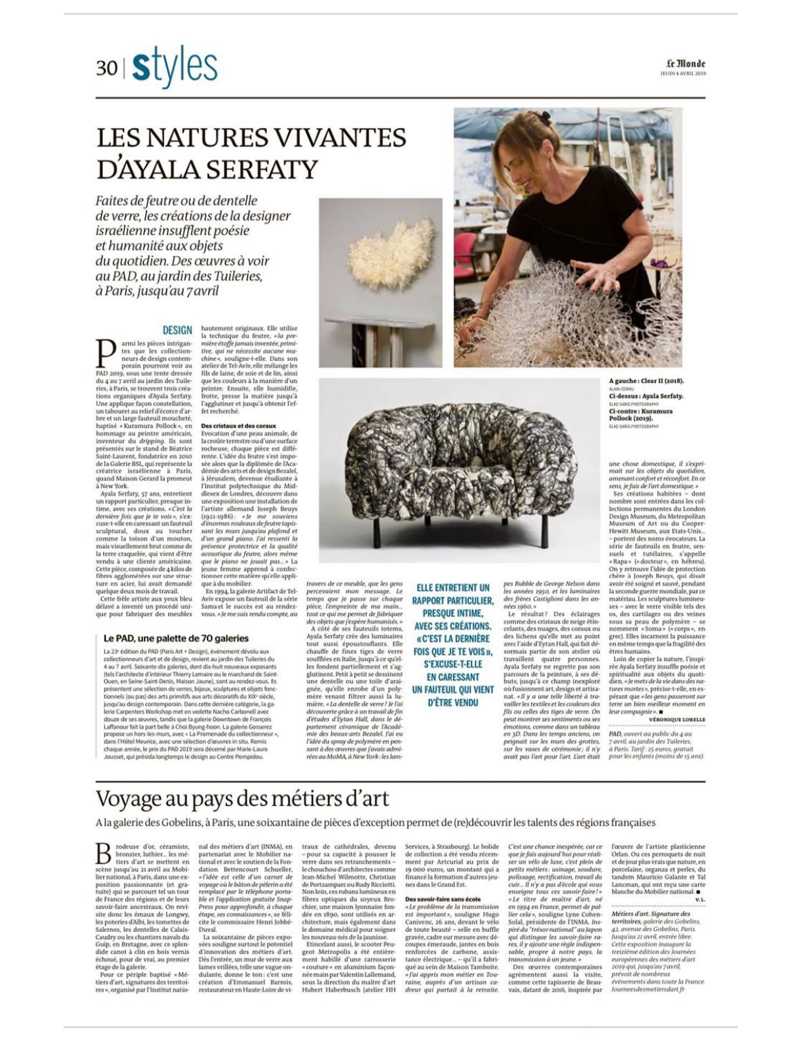# LES NATURES VIVANTES D'AYALA SERFATY

*Faites de feutre ou de dentelle de verre, les créations de la designer israélienne insufflent poésie et humanité aux objets du quotidien. Des œuvres à voir au PAD, au jardin des Tuileries, à Paris, jusqu'au 7 avril*

A gauche : Clear II (2018).
ALAIN CORNU
Ci-dessus : Ayala Serfaty.
ELAD SARIG PHOTOGRAPHY
Ci-contre : Kuramura Pollock (2019).
ELAD SARIG PHOTOGRAPHY

**DESIGN**

Parmi les pièces intrigantes que les collectionneurs de design contemporain pourront voir au PAD 2019, sous une tente dressée du 4 au 7 avril au jardin des Tuileries, à Paris, se trouvent trois créations organiques d'Ayala Serfaty. Une applique façon constellation, un tabouret au relief d'écorce d'arbre et un large fauteuil moucheté, baptisé « Kuramura Pollock », en hommage au peintre américain, inventeur du *dripping*. Ils sont présentés sur le stand de Béatrice Saint-Laurent, fondatrice en 2010 de la Galerie BSL, qui représente la créatrice israélienne à Paris, quand Maison Gerard la promeut à New York.

Ayala Serfaty, 57 ans, entretient un rapport particulier, presque intime, avec ses créations. « *C'est la dernière fois que je te vois* », s'excuse-t-elle en caressant un fauteuil sculptural, doux au toucher comme la toison d'un mouton, mais visuellement brut comme de la terre craquelée, qui vient d'être vendu à une cliente américaine. Cette pièce, composée de 4 kilos de fibres agglomérées sur une structure en acier, lui avait demandé quelque deux mois de travail.

Cette frêle artiste aux yeux bleu délavé a inventé un procédé unique pour fabriquer des meubles hautement originaux. Elle utilise la technique du feutre, « *la première étoffe jamais inventée, primitive, qui ne nécessite aucune machine* », souligne-t-elle. Dans son atelier de Tel-Aviv, elle mélange les fils de laine, de soie et de lin, ainsi que les couleurs à la manière d'un peintre. Ensuite, elle humidifie, frotte, presse la matière jusqu'à l'agglutiner et jusqu'à obtenir l'effet recherché.

### Des cristaux et des coraux

Evocation d'une peau animale, de la croûte terrestre ou d'une surface rocheuse, chaque pièce est différente. L'idée du feutre s'est imposée alors que la diplômée de l'Académie des arts et de design Bezalel, à Jérusalem, devenue étudiante à l'Institut polytechnique du Middlesex de Londres, découvre dans une exposition une installation de l'artiste allemand Joseph Beuys (1921-1986) : « *Je me souviens d'énormes rouleaux de feutre tapissant les murs jusqu'au plafond et d'un grand piano. J'ai ressenti la présence protectrice et la qualité acoustique du feutre, alors même que le piano ne jouait pas...* » La jeune femme apprend à confectionner cette matière qu'elle applique à du mobilier.

En 1994, la galerie Artifact de Tel-Aviv expose un fauteuil de la série Sama et le succès est au rendez-vous. « *Je me suis rendu compte, au travers de ce meuble, que les gens percevaient mon message. Le temps que je passe sur chaque pièce, l'empreinte de ma main... tout ce qui me permet de fabriquer des objets que j'espère humanisés.* »

A côté de ses fauteuils totems, Ayala Serfaty crée des luminaires tout aussi époustouflants. Elle chauffe de fines tiges de verre soufflées en Italie, jusqu'à ce qu'elles fondent partiellement et s'agglutinent. Petit à petit se dessinent une dentelle ou une toile d'araignée, qu'elle enrobe d'un polymère venant filtrer aussi la lumière. « *La dentelle de verre ? Je l'ai découverte grâce à un travail de fin d'études d'Eytan Hall, dans le département céramique de l'Académie des beaux-arts Bezalel. J'ai eu l'idée du spray de polymère en pensant à des œuvres que j'avais admirées au MoMA, à New York : les lampes Bubble de George Nelson dans les années 1950, et les luminaires des frères Castiglioni dans les années 1960.* »

**ELLE ENTRETIENT UN RAPPORT PARTICULIER, PRESQUE INTIME, AVEC SES CRÉATIONS. « C'EST LA DERNIÈRE FOIS QUE JE TE VOIS », S'EXCUSE-T-ELLE EN CARESSANT UN FAUTEUIL QUI VIENT D'ÊTRE VENDU**

Le résultat ? Des éclairages comme des cristaux de neige étincelants, des nuages, des coraux ou des lichens qu'elle met au point avec l'aide d'Eytan Hall, qui fait désormais partie de son atelier où travaillent quatre personnes. Ayala Serfaty ne regrette pas son parcours de la peinture, à ses débuts, jusqu'à ce champ inexploré où fusionnent art, design et artisanat. « *Il y a une telle liberté à travailler les textiles et les couleurs des fils ou celles des tiges de verre. On peut montrer ses sentiments ou ses émotions, comme dans un tableau en 3D. Dans les temps anciens, on peignait sur les murs des grottes, sur les vases de cérémonie ; il n'y avait pas l'art pour l'art. L'art était une chose domestique, il s'exprimait sur les objets du quotidien, amenant confort et réconfort. En ce sens, je fais de l'art domestique.* »

Ses créations habitées – dont nombre sont entrées dans les collections permanentes du London Design Museum, du Metropolitan Museum of Art ou du Cooper-Hewitt Museum, aux Etats-Unis... – portent des noms évocateurs. La série de fauteuils en feutre, sensuels et tutélaires, s'appelle « Rapa » (« docteur », en hébreu). On y retrouve l'idée de protection chère à Joseph Beuys, qui disait avoir été soigné et sauvé, pendant la seconde guerre mondiale, par ce matériau. Les sculptures lumineuses – avec le verre visible tels des os, des cartilages ou des veines sous sa peau de polymère – se nomment « Soma » (« corps », en grec). Elles incarnent la puissance en même temps que la fragilité des êtres humains.

Loin de copier la nature, l'inspirée Ayala Serfaty insuffle poésie et spiritualité aux objets du quotidien. « *Je mets de la vie dans des natures mortes* », précise-t-elle, en espérant que « *les gens passeront sur terre un bien meilleur moment en leur compagnie* ». ■

VÉRONIQUE LORELLE

*PAD, ouvert au public du 4 au 7 avril, au jardin des Tuileries, à Paris. Tarif : 25 euros, gratuit pour les enfants (moins de 15 ans).*

### Le PAD, une palette de 70 galeries

La 23e édition du PAD (Paris Art + Design), événement dévolu aux collectionneurs d'art et de design, revient au jardin des Tuileries du 4 au 7 avril. Soixante-dix galeries, dont dix-huit nouveaux exposants (tels l'architecte d'intérieur Thierry Lemaire ou le marchand de Saint-Ouen, en Seine-Saint-Denis, Maison Jaune), sont au rendez-vous. Ils présentent une sélection de verres, bijoux, sculptures et objets fonctionnels (ou pas) des arts primitifs aux arts décoratifs du XIXe siècle, jusqu'au design contemporain. Dans cette dernière catégorie, la galerie Carpenters Workshop met en vedette Nacho Carbonell avec douze de ses œuvres, tandis que la galerie Downtown de François Laffanour fait la part belle à Choi Byung-hoon. La galerie Gosserez propose un hors-les-murs, avec « La Promenade du collectionneur », dans l'Hôtel Meurice, avec une sélection d'œuvres in situ. Remis chaque année, le prix du PAD 2019 sera décerné par Marie-Laure Jousset, qui présida longtemps le design au Centre Pompidou.

# Voyage au pays des métiers d'art

A la galerie des Gobelins, à Paris, une soixantaine de pièces d'exception permet de (re)découvrir les talents des régions françaises

Brodeuse d'or, céramiste, bronzier, luthier... les métiers d'art se mettent en scène jusqu'au 21 avril au Mobilier national, à Paris, dans une exposition passionnante (et gratuite) qui se parcourt tel un tour de France des régions et de leurs savoir-faire ancestraux. On revisite donc les émaux de Longwy, les poteries d'Albi, les tomettes de Salernes, les dentelles de Calais-Caudry ou les chantiers navals du Guip, en Bretagne, avec ce splendide canot à clin en bois vernis échoué, pour de vrai, au premier étage de la galerie.

Pour ce périple baptisé « Métiers d'art, signatures des territoires », organisé par l'Institut national des métiers d'art (INMA), en partenariat avec le Mobilier national et avec le soutien de la Fondation Bettencourt Schueller, « *l'idée est celle d'un carnet de voyage où le bâton de pèlerin a été remplacé par le téléphone portable et l'application gratuite Snap Press pour approfondir, à chaque étape, ses connaissances* », se félicite le commissaire Henri Jobbé-Duval.

La soixantaine de pièces exposées souligne surtout le potentiel d'innovation des métiers d'art. Dès l'entrée, un mur de verre aux lames vrillées, telle une vague ondulante, donne le ton : c'est une création d'Emmanuel Barrois, restaurateur en Haute-Loire de vitraux de cathédrales, devenu – pour sa capacité à pousser le verre dans ses retranchements – le chouchou d'architectes comme Jean-Michel Wilmotte, Christian de Portzamparc ou Rudy Ricciotti. Non loin, ces rubans lumineux en fibres optiques du soyeux Brochier, une maison lyonnaise fondée en 1890, sont utilisés en architecture, mais également dans le domaine médical pour soigner les nouveau-nés de la jaunisse.

Etincelant aussi, le scooter Peugeot Metropolis a été entièrement habillé d'une carrosserie « couture » en aluminium façonnée main par Valentin Lallemand, sous la direction du maître d'art Hubert Haberbusch (atelier HH Services, à Strasbourg). Le bolide de collection a été vendu récemment par Artcurial au prix de 19 000 euros, un montant qui a financé la formation d'autres jeunes dans le Grand Est.

### Des savoir-faire sans école

« *Le problème de la transmission est important* », souligne Hugo Canivenc, 26 ans, devant le vélo de toute beauté – selle en buffle gravée, cadre sur mesure avec découpes émeraude, jantes en bois renforcées de carbone, assistance électrique... – qu'il a fabriqué au sein de Maison Tamboite. « *J'ai appris mon métier en Touraine, auprès d'un artisan cadreur qui partait à la retraite. C'est une chance inespérée, car ce que je fais aujourd'hui pour réaliser un vélo de luxe, c'est plein de petits métiers : usinage, soudure, polissage, rectification, travail du cuir... Il n'y a pas d'école qui vous enseigne tous ces savoir-faire !* »

« *Le titre de maître d'art, né en 1994 en France, permet de pallier cela* », souligne Lyne Cohen-Solal, présidente de l'INMA. *Inspiré du "trésor national" au Japon qui distingue les savoir-faire rares, il y ajoute une règle indispensable, propre à notre pays, la transmission à un jeune.* »

Des œuvres contemporaines agrémentent aussi la visite, comme cette tapisserie de Beauvais, datant de 2016, inspirée par l'œuvre de l'artiste plasticienne Orlan. Ou ces perroquets de nuit et de jour plus vrais que nature, en porcelaine, organza et perles, du tandem Maurizio Galante et Tal Lancman, qui ont reçu une carte blanche du Mobilier national. ■

V. L.

*Métiers d'art. Signature des territoires, galerie des Gobelins, 42, avenue des Gobelins, Paris. Jusqu'au 21 avril, entrée libre. Cette exposition inaugure la treizième édition des Journées européennes des métiers d'art 2019 qui, jusqu'au 7 avril, prévoit de nombreux événements dans toute la France. Journeesdesmetiersdart.fr*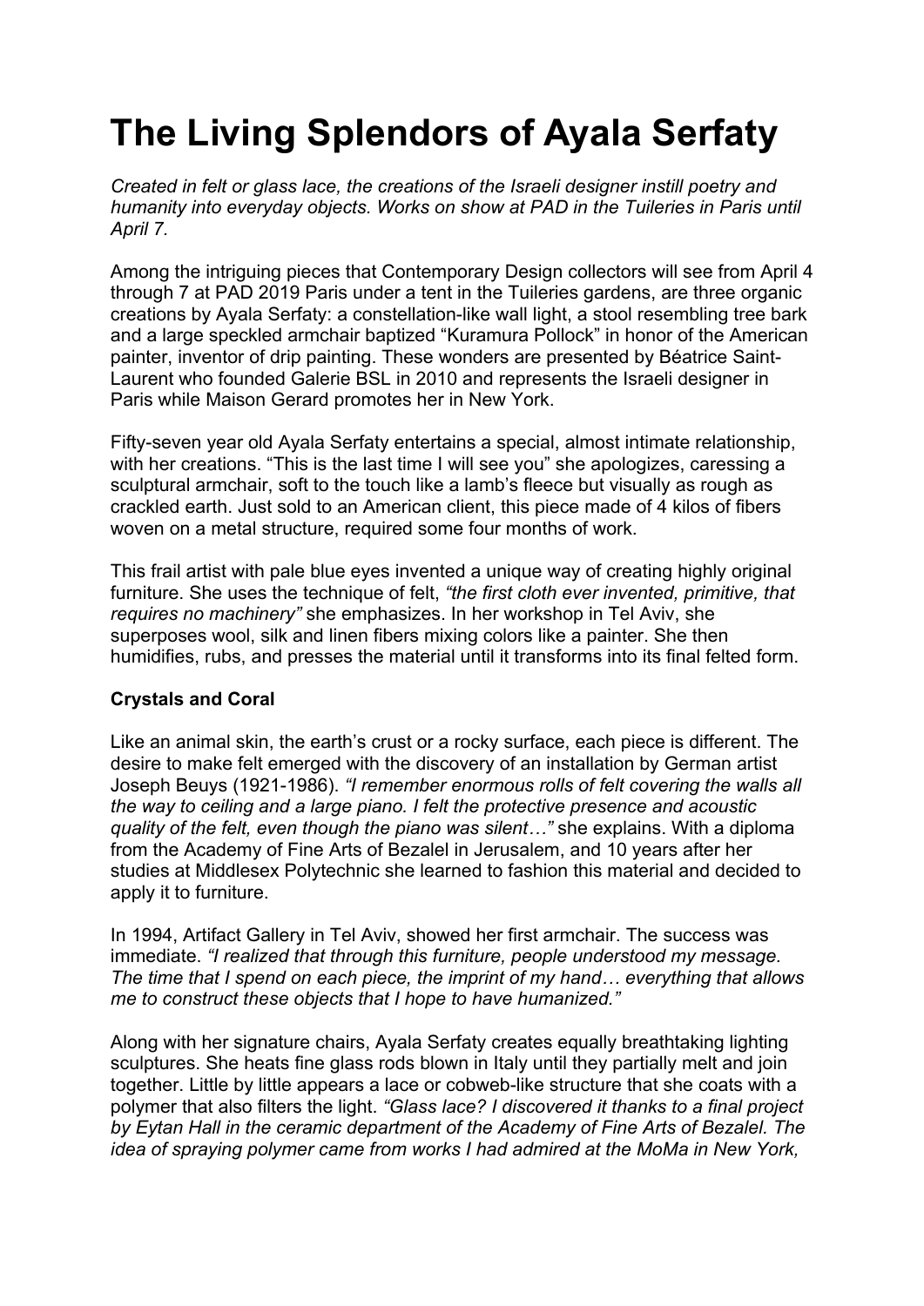# The Living Splendors of Ayala Serfaty

*Created in felt or glass lace, the creations of the Israeli designer instill poetry and humanity into everyday objects. Works on show at PAD in the Tuileries in Paris until April 7.*

Among the intriguing pieces that Contemporary Design collectors will see from April 4 through 7 at PAD 2019 Paris under a tent in the Tuileries gardens, are three organic creations by Ayala Serfaty: a constellation-like wall light, a stool resembling tree bark and a large speckled armchair baptized "Kuramura Pollock" in honor of the American painter, inventor of drip painting. These wonders are presented by Béatrice Saint-Laurent who founded Galerie BSL in 2010 and represents the Israeli designer in Paris while Maison Gerard promotes her in New York.

Fifty-seven year old Ayala Serfaty entertains a special, almost intimate relationship, with her creations. "This is the last time I will see you" she apologizes, caressing a sculptural armchair, soft to the touch like a lamb's fleece but visually as rough as crackled earth. Just sold to an American client, this piece made of 4 kilos of fibers woven on a metal structure, required some four months of work.

This frail artist with pale blue eyes invented a unique way of creating highly original furniture. She uses the technique of felt, *"the first cloth ever invented, primitive, that requires no machinery"* she emphasizes. In her workshop in Tel Aviv, she superposes wool, silk and linen fibers mixing colors like a painter. She then humidifies, rubs, and presses the material until it transforms into its final felted form.

**Crystals and Coral**

Like an animal skin, the earth's crust or a rocky surface, each piece is different. The desire to make felt emerged with the discovery of an installation by German artist Joseph Beuys (1921-1986). *"I remember enormous rolls of felt covering the walls all the way to ceiling and a large piano. I felt the protective presence and acoustic quality of the felt, even though the piano was silent…"* she explains. With a diploma from the Academy of Fine Arts of Bezalel in Jerusalem, and 10 years after her studies at Middlesex Polytechnic she learned to fashion this material and decided to apply it to furniture.

In 1994, Artifact Gallery in Tel Aviv, showed her first armchair. The success was immediate. *"I realized that through this furniture, people understood my message. The time that I spend on each piece, the imprint of my hand… everything that allows me to construct these objects that I hope to have humanized."*

Along with her signature chairs, Ayala Serfaty creates equally breathtaking lighting sculptures. She heats fine glass rods blown in Italy until they partially melt and join together. Little by little appears a lace or cobweb-like structure that she coats with a polymer that also filters the light. *"Glass lace? I discovered it thanks to a final project by Eytan Hall in the ceramic department of the Academy of Fine Arts of Bezalel. The idea of spraying polymer came from works I had admired at the MoMa in New York,*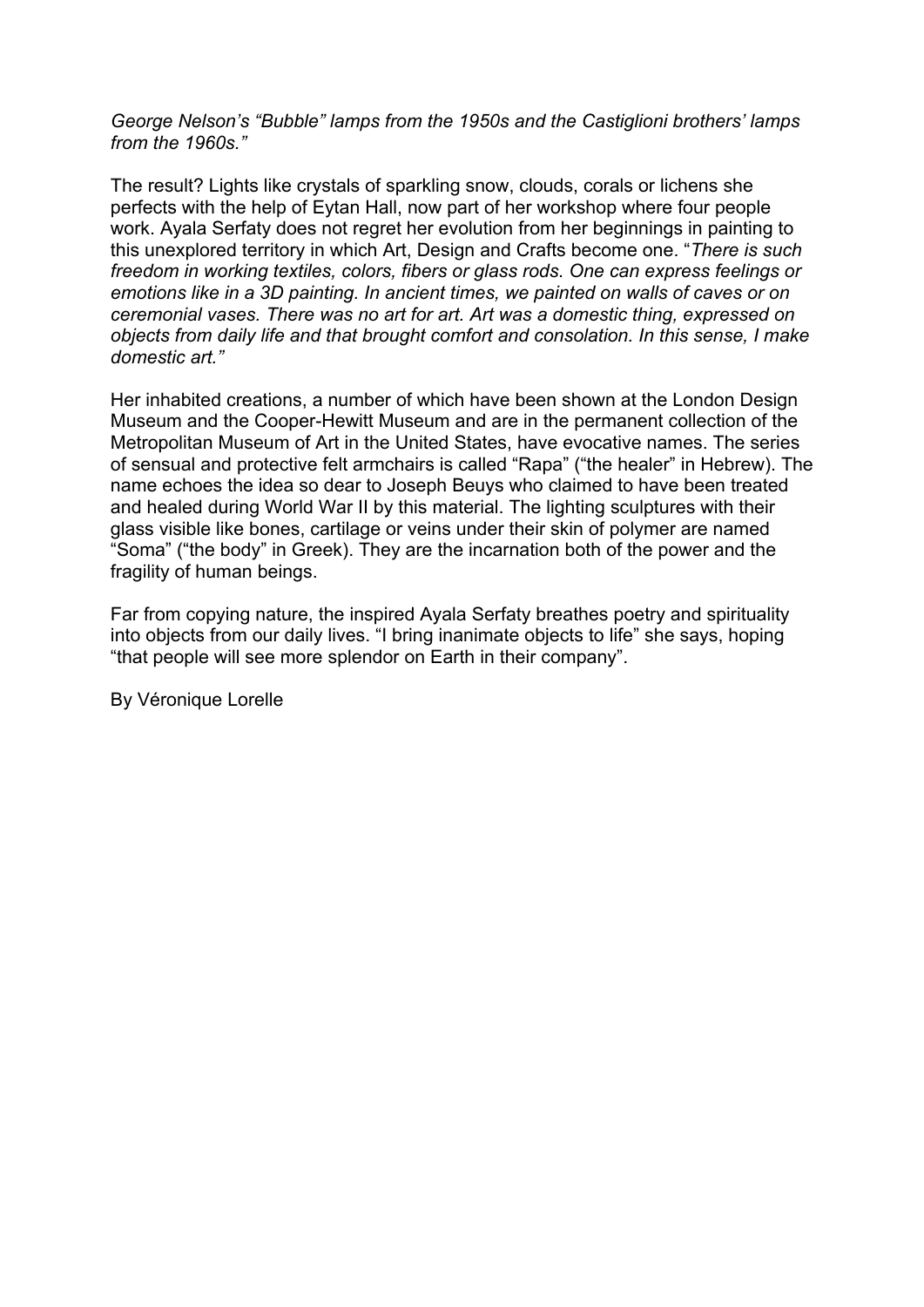*George Nelson's "Bubble" lamps from the 1950s and the Castiglioni brothers' lamps from the 1960s."*

The result? Lights like crystals of sparkling snow, clouds, corals or lichens she perfects with the help of Eytan Hall, now part of her workshop where four people work. Ayala Serfaty does not regret her evolution from her beginnings in painting to this unexplored territory in which Art, Design and Crafts become one. "*There is such freedom in working textiles, colors, fibers or glass rods. One can express feelings or emotions like in a 3D painting. In ancient times, we painted on walls of caves or on ceremonial vases. There was no art for art. Art was a domestic thing, expressed on objects from daily life and that brought comfort and consolation. In this sense, I make domestic art."*

Her inhabited creations, a number of which have been shown at the London Design Museum and the Cooper-Hewitt Museum and are in the permanent collection of the Metropolitan Museum of Art in the United States, have evocative names. The series of sensual and protective felt armchairs is called "Rapa" ("the healer" in Hebrew). The name echoes the idea so dear to Joseph Beuys who claimed to have been treated and healed during World War II by this material. The lighting sculptures with their glass visible like bones, cartilage or veins under their skin of polymer are named "Soma" ("the body" in Greek). They are the incarnation both of the power and the fragility of human beings.

Far from copying nature, the inspired Ayala Serfaty breathes poetry and spirituality into objects from our daily lives. "I bring inanimate objects to life" she says, hoping "that people will see more splendor on Earth in their company".

By Véronique Lorelle